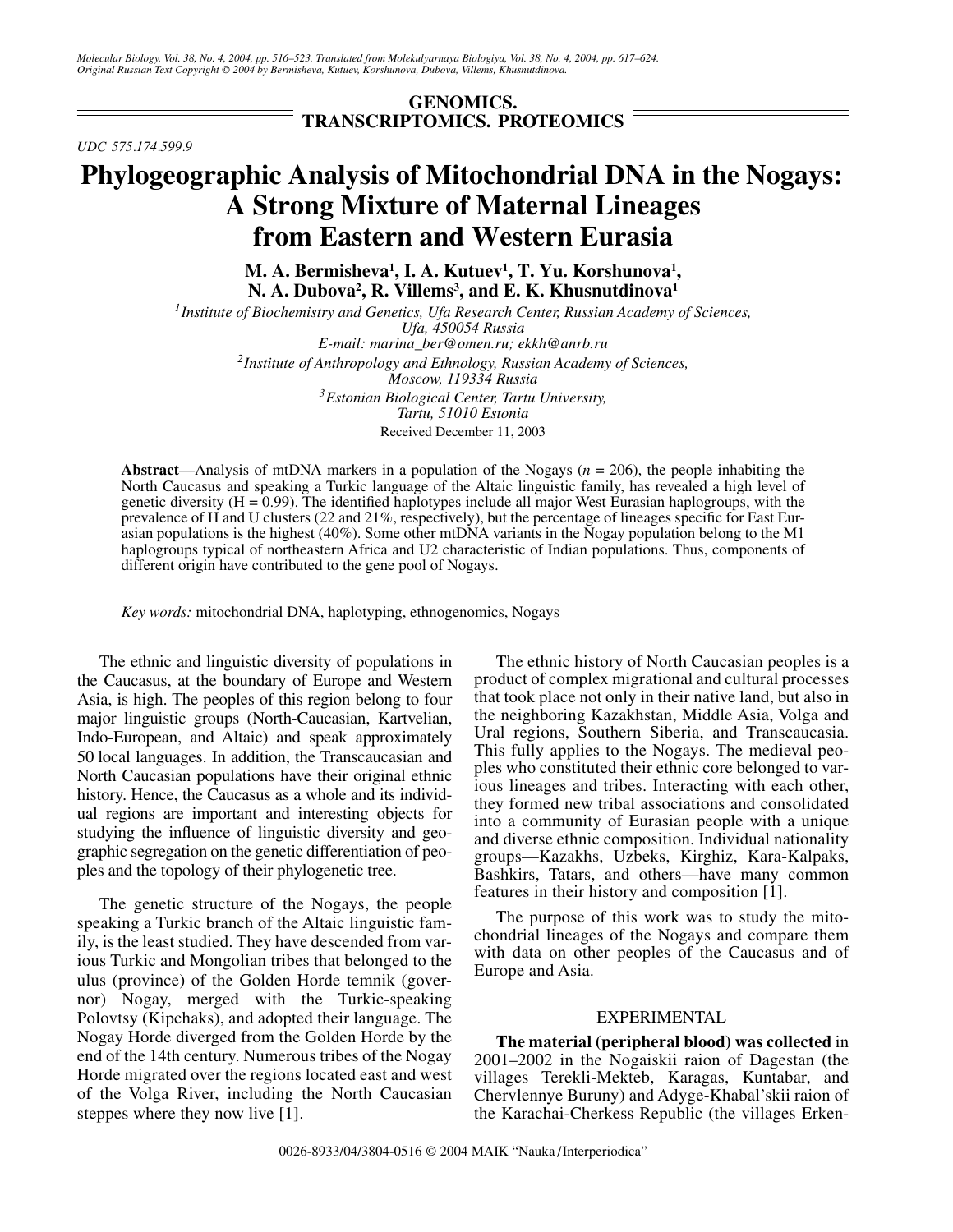GENOMICS.
TRANSCRIPTOMICS. PROTEOMICS

UDC 575.174.599.9

# Phylogeographic Analysis of Mitochondrial DNA in the Nogays: A Strong Mixture of Maternal Lineages from Eastern and Western Eurasia

**M. A. Bermisheva[1], I. A. Kutuev[1], T. Yu. Korshunova[1], N. A. Dubova[2], R. Villems[3], and E. K. Khusnutdinova[1]**

[1] *Institute of Biochemistry and Genetics, Ufa Research Center, Russian Academy of Sciences, Ufa, 450054 Russia*
*E-mail: marina_ber@omen.ru; ekkh@anrb.ru*

[2] *Institute of Anthropology and Ethnology, Russian Academy of Sciences, Moscow, 119334 Russia*

[3] *Estonian Biological Center, Tartu University, Tartu, 51010 Estonia*

Received December 11, 2003

**Abstract**—Analysis of mtDNA markers in a population of the Nogays ($n$ = 206), the people inhabiting the North Caucasus and speaking a Turkic language of the Altaic linguistic family, has revealed a high level of genetic diversity ($H$ = 0.99). The identified haplotypes include all major West Eurasian haplogroups, with the prevalence of H and U clusters (22 and 21%, respectively), but the percentage of lineages specific for East Eurasian populations is the highest (40%). Some other mtDNA variants in the Nogay population belong to the M1 haplogroups typical of northeastern Africa and U2 characteristic of Indian populations. Thus, components of different origin have contributed to the gene pool of Nogays.

*Key words:* mitochondrial DNA, haplotyping, ethnogenomics, Nogays

The ethnic and linguistic diversity of populations in the Caucasus, at the boundary of Europe and Western Asia, is high. The peoples of this region belong to four major linguistic groups (North-Caucasian, Kartvelian, Indo-European, and Altaic) and speak approximately 50 local languages. In addition, the Transcaucasian and North Caucasian populations have their original ethnic history. Hence, the Caucasus as a whole and its individual regions are important and interesting objects for studying the influence of linguistic diversity and geographic segregation on the genetic differentiation of peoples and the topology of their phylogenetic tree.

The genetic structure of the Nogays, the people speaking a Turkic branch of the Altaic linguistic family, is the least studied. They have descended from various Turkic and Mongolian tribes that belonged to the ulus (province) of the Golden Horde temnik (governor) Nogay, merged with the Turkic-speaking Polovtsy (Kipchaks), and adopted their language. The Nogay Horde diverged from the Golden Horde by the end of the 14th century. Numerous tribes of the Nogay Horde migrated over the regions located east and west of the Volga River, including the North Caucasian steppes where they now live [1].

The ethnic history of North Caucasian peoples is a product of complex migrational and cultural processes that took place not only in their native land, but also in the neighboring Kazakhstan, Middle Asia, Volga and Ural regions, Southern Siberia, and Transcaucasia. This fully applies to the Nogays. The medieval peoples who constituted their ethnic core belonged to various lineages and tribes. Interacting with each other, they formed new tribal associations and consolidated into a community of Eurasian people with a unique and diverse ethnic composition. Individual nationality groups—Kazakhs, Uzbeks, Kirghiz, Kara-Kalpaks, Bashkirs, Tatars, and others—have many common features in their history and composition [1].

The purpose of this work was to study the mitochondrial lineages of the Nogays and compare them with data on other peoples of the Caucasus and of Europe and Asia.

## EXPERIMENTAL

**The material (peripheral blood) was collected** in 2001–2002 in the Nogaiskii raion of Dagestan (the villages Terekli-Mekteb, Karagas, Kuntabar, and Chervlennye Buruny) and Adyge-Khabal'skii raion of the Karachai-Cherkess Republic (the villages Erken-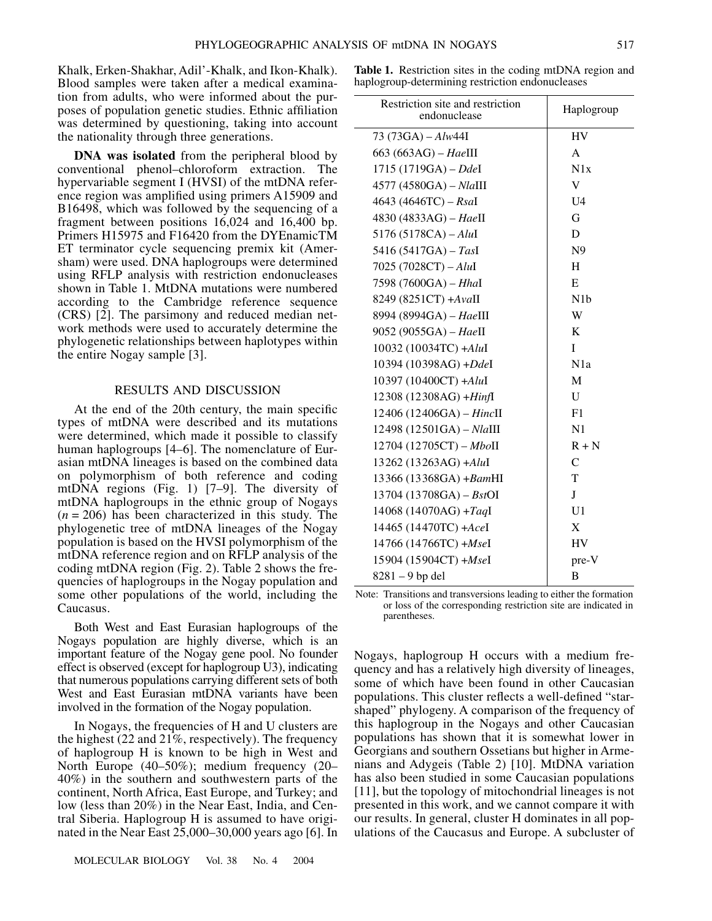Khalk, Erken-Shakhar, Adil'-Khalk, and Ikon-Khalk). Blood samples were taken after a medical examination from adults, who were informed about the purposes of population genetic studies. Ethnic affiliation was determined by questioning, taking into account the nationality through three generations.

**DNA was isolated** from the peripheral blood by conventional phenol–chloroform extraction. The hypervariable segment I (HVSI) of the mtDNA reference region was amplified using primers A15909 and B16498, which was followed by the sequencing of a fragment between positions 16,024 and 16,400 bp. Primers H15975 and F16420 from the DYEnamicTM ET terminator cycle sequencing premix kit (Amersham) were used. DNA haplogroups were determined using RFLP analysis with restriction endonucleases shown in Table 1. MtDNA mutations were numbered according to the Cambridge reference sequence (CRS) [2]. The parsimony and reduced median network methods were used to accurately determine the phylogenetic relationships between haplotypes within the entire Nogay sample [3].

**Table 1.** Restriction sites in the coding mtDNA region and haplogroup-determining restriction endonucleases

| Restriction site and restriction endonuclease | Haplogroup |
|---|---|
| 73 (73GA) – *Alw*44I | HV |
| 663 (663AG) – *Hae*III | A |
| 1715 (1719GA) – *Dde*I | N1x |
| 4577 (4580GA) – *Nla*III | V |
| 4643 (4646TC) – *Rsa*I | U4 |
| 4830 (4833AG) – *Hae*II | G |
| 5176 (5178CA) – *Alu*I | D |
| 5416 (5417GA) – *Tas*I | N9 |
| 7025 (7028CT) – *Alu*I | H |
| 7598 (7600GA) – *Hha*I | E |
| 8249 (8251CT) +*Ava*II | N1b |
| 8994 (8994GA) – *Hae*III | W |
| 9052 (9055GA) – *Hae*II | K |
| 10032 (10034TC) +*Alu*I | I |
| 10394 (10398AG) +*Dde*I | N1a |
| 10397 (10400CT) +*Alu*I | M |
| 12308 (12308AG) +*Hinf*I | U |
| 12406 (12406GA) – *Hinc*II | F1 |
| 12498 (12501GA) – *Nla*III | N1 |
| 12704 (12705CT) – *Mbo*II | R + N |
| 13262 (13263AG) +*Alu*I | C |
| 13366 (13368GA) +*Bam*HI | T |
| 13704 (13708GA) – *Bst*OI | J |
| 14068 (14070AG) +*Taq*I | U1 |
| 14465 (14470TC) +*Ace*I | X |
| 14766 (14766TC) +*Mse*I | HV |
| 15904 (15904CT) +*Mse*I | pre-V |
| 8281 – 9 bp del | B |

Note: Transitions and transversions leading to either the formation or loss of the corresponding restriction site are indicated in parentheses.

## RESULTS AND DISCUSSION

At the end of the 20th century, the main specific types of mtDNA were described and its mutations were determined, which made it possible to classify human haplogroups [4–6]. The nomenclature of Eurasian mtDNA lineages is based on the combined data on polymorphism of both reference and coding mtDNA regions (Fig. 1) [7–9]. The diversity of mtDNA haplogroups in the ethnic group of Nogays ($n = 206$) has been characterized in this study. The phylogenetic tree of mtDNA lineages of the Nogay population is based on the HVSI polymorphism of the mtDNA reference region and on RFLP analysis of the coding mtDNA region (Fig. 2). Table 2 shows the frequencies of haplogroups in the Nogay population and some other populations of the world, including the Caucasus.

Both West and East Eurasian haplogroups of the Nogays population are highly diverse, which is an important feature of the Nogay gene pool. No founder effect is observed (except for haplogroup U3), indicating that numerous populations carrying different sets of both West and East Eurasian mtDNA variants have been involved in the formation of the Nogay population.

In Nogays, the frequencies of H and U clusters are the highest (22 and 21%, respectively). The frequency of haplogroup H is known to be high in West and North Europe (40–50%); medium frequency (20–40%) in the southern and southwestern parts of the continent, North Africa, East Europe, and Turkey; and low (less than 20%) in the Near East, India, and Central Siberia. Haplogroup H is assumed to have originated in the Near East 25,000–30,000 years ago [6]. In Nogays, haplogroup H occurs with a medium frequency and has a relatively high diversity of lineages, some of which have been found in other Caucasian populations. This cluster reflects a well-defined "star-shaped" phylogeny. A comparison of the frequency of this haplogroup in the Nogays and other Caucasian populations has shown that it is somewhat lower in Georgians and southern Ossetians but higher in Armenians and Adygeis (Table 2) [10]. MtDNA variation has also been studied in some Caucasian populations [11], but the topology of mitochondrial lineages is not presented in this work, and we cannot compare it with our results. In general, cluster H dominates in all populations of the Caucasus and Europe. A subcluster of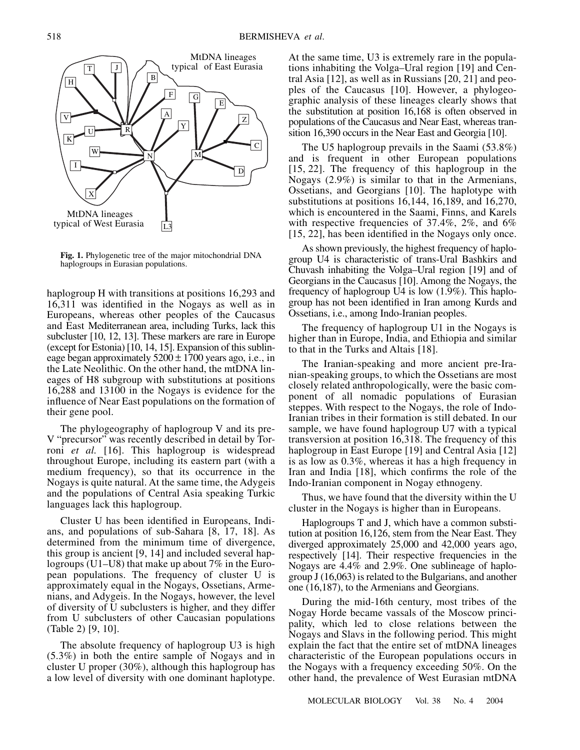Fig. 1. Phylogenetic tree of the major mitochondrial DNA haplogroups in Eurasian populations.

haplogroup H with transitions at positions 16,293 and 16,311 was identified in the Nogays as well as in Europeans, whereas other peoples of the Caucasus and East Mediterranean area, including Turks, lack this subcluster [10, 12, 13]. These markers are rare in Europe (except for Estonia) [10, 14, 15]. Expansion of this sublineage began approximately 5200 ± 1700 years ago, i.e., in the Late Neolithic. On the other hand, the mtDNA lineages of H8 subgroup with substitutions at positions 16,288 and 13100 in the Nogays is evidence for the influence of Near East populations on the formation of their gene pool.

The phylogeography of haplogroup V and its pre-V "precursor" was recently described in detail by Torroni *et al.* [16]. This haplogroup is widespread throughout Europe, including its eastern part (with a medium frequency), so that its occurrence in the Nogays is quite natural. At the same time, the Adygeis and the populations of Central Asia speaking Turkic languages lack this haplogroup.

Cluster U has been identified in Europeans, Indians, and populations of sub-Sahara [8, 17, 18]. As determined from the minimum time of divergence, this group is ancient [9, 14] and included several haplogroups (U1–U8) that make up about 7% in the European populations. The frequency of cluster U is approximately equal in the Nogays, Ossetians, Armenians, and Adygeis. In the Nogays, however, the level of diversity of U subclusters is higher, and they differ from U subclusters of other Caucasian populations (Table 2) [9, 10].

The absolute frequency of haplogroup U3 is high (5.3%) in both the entire sample of Nogays and in cluster U proper (30%), although this haplogroup has a low level of diversity with one dominant haplotype. At the same time, U3 is extremely rare in the populations inhabiting the Volga–Ural region [19] and Central Asia [12], as well as in Russians [20, 21] and peoples of the Caucasus [10]. However, a phylogeographic analysis of these lineages clearly shows that the substitution at position 16,168 is often observed in populations of the Caucasus and Near East, whereas transition 16,390 occurs in the Near East and Georgia [10].

The U5 haplogroup prevails in the Saami (53.8%) and is frequent in other European populations [15, 22]. The frequency of this haplogroup in the Nogays (2.9%) is similar to that in the Armenians, Ossetians, and Georgians [10]. The haplotype with substitutions at positions 16,144, 16,189, and 16,270, which is encountered in the Saami, Finns, and Karels with respective frequencies of 37.4%, 2%, and 6% [15, 22], has been identified in the Nogays only once.

As shown previously, the highest frequency of haplogroup U4 is characteristic of trans-Ural Bashkirs and Chuvash inhabiting the Volga–Ural region [19] and of Georgians in the Caucasus [10]. Among the Nogays, the frequency of haplogroup U4 is low (1.9%). This haplogroup has not been identified in Iran among Kurds and Ossetians, i.e., among Indo-Iranian peoples.

The frequency of haplogroup U1 in the Nogays is higher than in Europe, India, and Ethiopia and similar to that in the Turks and Altais [18].

The Iranian-speaking and more ancient pre-Iranian-speaking groups, to which the Ossetians are most closely related anthropologically, were the basic component of all nomadic populations of Eurasian steppes. With respect to the Nogays, the role of Indo-Iranian tribes in their formation is still debated. In our sample, we have found haplogroup U7 with a typical transversion at position 16,318. The frequency of this haplogroup in East Europe [19] and Central Asia [12] is as low as 0.3%, whereas it has a high frequency in Iran and India [18], which confirms the role of the Indo-Iranian component in Nogay ethnogeny.

Thus, we have found that the diversity within the U cluster in the Nogays is higher than in Europeans.

Haplogroups T and J, which have a common substitution at position 16,126, stem from the Near East. They diverged approximately 25,000 and 42,000 years ago, respectively [14]. Their respective frequencies in the Nogays are 4.4% and 2.9%. One sublineage of haplogroup J (16,063) is related to the Bulgarians, and another one (16,187), to the Armenians and Georgians.

During the mid-16th century, most tribes of the Nogay Horde became vassals of the Moscow principality, which led to close relations between the Nogays and Slavs in the following period. This might explain the fact that the entire set of mtDNA lineages characteristic of the European populations occurs in the Nogays with a frequency exceeding 50%. On the other hand, the prevalence of West Eurasian mtDNA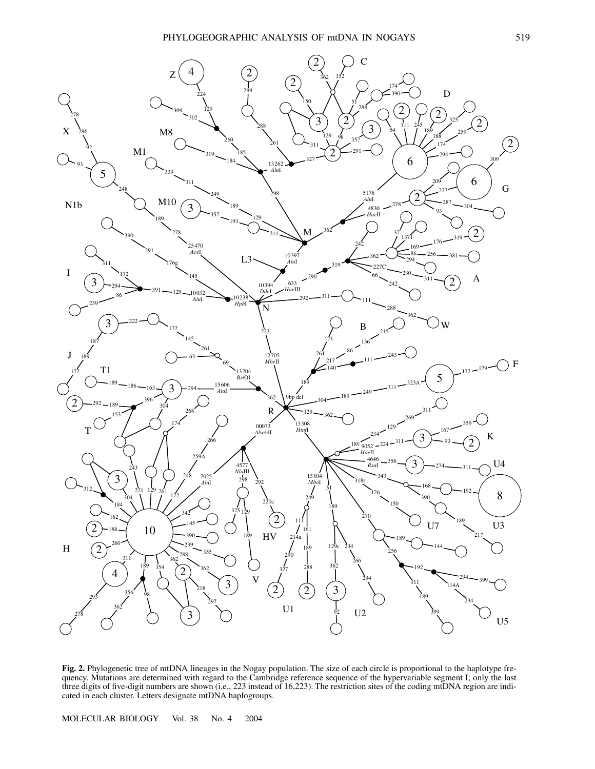**Fig. 2.** Phylogenetic tree of mtDNA lineages in the Nogay population. The size of each circle is proportional to the haplotype frequency. Mutations are determined with regard to the Cambridge reference sequence of the hypervariable segment I; only the last three digits of five-digit numbers are shown (i.e., 223 instead of 16,223). The restriction sites of the coding mtDNA region are indicated in each cluster. Letters designate mtDNA haplogroups.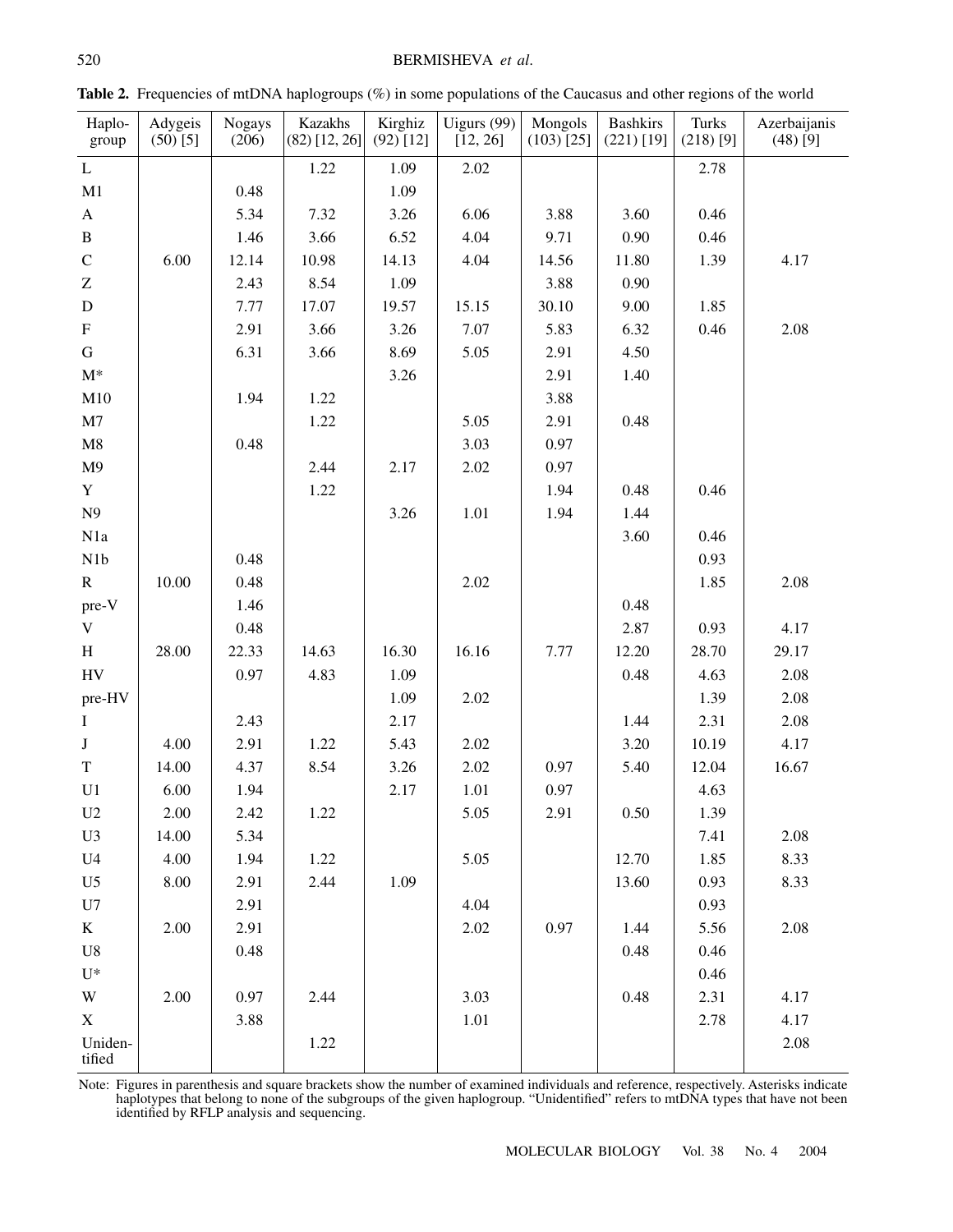**Table 2.** Frequencies of mtDNA haplogroups (%) in some populations of the Caucasus and other regions of the world

| Haplo-group | Adygeis (50) [5] | Nogays (206) | Kazakhs (82) [12, 26] | Kirghiz (92) [12] | Uigurs (99) [12, 26] | Mongols (103) [25] | Bashkirs (221) [19] | Turks (218) [9] | Azerbaijanis (48) [9] |
|---|---|---|---|---|---|---|---|---|---|
| L | | | 1.22 | 1.09 | 2.02 | | | 2.78 | |
| M1 | | 0.48 | | 1.09 | | | | | |
| A | | 5.34 | 7.32 | 3.26 | 6.06 | 3.88 | 3.60 | 0.46 | |
| B | | 1.46 | 3.66 | 6.52 | 4.04 | 9.71 | 0.90 | 0.46 | |
| C | 6.00 | 12.14 | 10.98 | 14.13 | 4.04 | 14.56 | 11.80 | 1.39 | 4.17 |
| Z | | 2.43 | 8.54 | 1.09 | | 3.88 | 0.90 | | |
| D | | 7.77 | 17.07 | 19.57 | 15.15 | 30.10 | 9.00 | 1.85 | |
| F | | 2.91 | 3.66 | 3.26 | 7.07 | 5.83 | 6.32 | 0.46 | 2.08 |
| G | | 6.31 | 3.66 | 8.69 | 5.05 | 2.91 | 4.50 | | |
| M* | | | | 3.26 | | 2.91 | 1.40 | | |
| M10 | | 1.94 | 1.22 | | | 3.88 | | | |
| M7 | | | 1.22 | | 5.05 | 2.91 | 0.48 | | |
| M8 | | 0.48 | | | 3.03 | 0.97 | | | |
| M9 | | | 2.44 | 2.17 | 2.02 | 0.97 | | | |
| Y | | | 1.22 | | | 1.94 | 0.48 | 0.46 | |
| N9 | | | | 3.26 | 1.01 | 1.94 | 1.44 | | |
| N1a | | | | | | | 3.60 | 0.46 | |
| N1b | | 0.48 | | | | | | 0.93 | |
| R | 10.00 | 0.48 | | | 2.02 | | | 1.85 | 2.08 |
| pre-V | | 1.46 | | | | | 0.48 | | |
| V | | 0.48 | | | | | 2.87 | 0.93 | 4.17 |
| H | 28.00 | 22.33 | 14.63 | 16.30 | 16.16 | 7.77 | 12.20 | 28.70 | 29.17 |
| HV | | 0.97 | 4.83 | 1.09 | | | 0.48 | 4.63 | 2.08 |
| pre-HV | | | | 1.09 | 2.02 | | | 1.39 | 2.08 |
| I | | 2.43 | | 2.17 | | | 1.44 | 2.31 | 2.08 |
| J | 4.00 | 2.91 | 1.22 | 5.43 | 2.02 | | 3.20 | 10.19 | 4.17 |
| T | 14.00 | 4.37 | 8.54 | 3.26 | 2.02 | 0.97 | 5.40 | 12.04 | 16.67 |
| U1 | 6.00 | 1.94 | | 2.17 | 1.01 | 0.97 | | 4.63 | |
| U2 | 2.00 | 2.42 | 1.22 | | 5.05 | 2.91 | 0.50 | 1.39 | |
| U3 | 14.00 | 5.34 | | | | | | 7.41 | 2.08 |
| U4 | 4.00 | 1.94 | 1.22 | | 5.05 | | 12.70 | 1.85 | 8.33 |
| U5 | 8.00 | 2.91 | 2.44 | 1.09 | | | 13.60 | 0.93 | 8.33 |
| U7 | | 2.91 | | | 4.04 | | | 0.93 | |
| K | 2.00 | 2.91 | | | 2.02 | 0.97 | 1.44 | 5.56 | 2.08 |
| U8 | | 0.48 | | | | | 0.48 | 0.46 | |
| U* | | | | | | | | 0.46 | |
| W | 2.00 | 0.97 | 2.44 | | 3.03 | | 0.48 | 2.31 | 4.17 |
| X | | 3.88 | | | 1.01 | | | 2.78 | 4.17 |
| Uniden-tified | | | 1.22 | | | | | | 2.08 |

Note: Figures in parenthesis and square brackets show the number of examined individuals and reference, respectively. Asterisks indicate haplotypes that belong to none of the subgroups of the given haplogroup. "Unidentified" refers to mtDNA types that have not been identified by RFLP analysis and sequencing.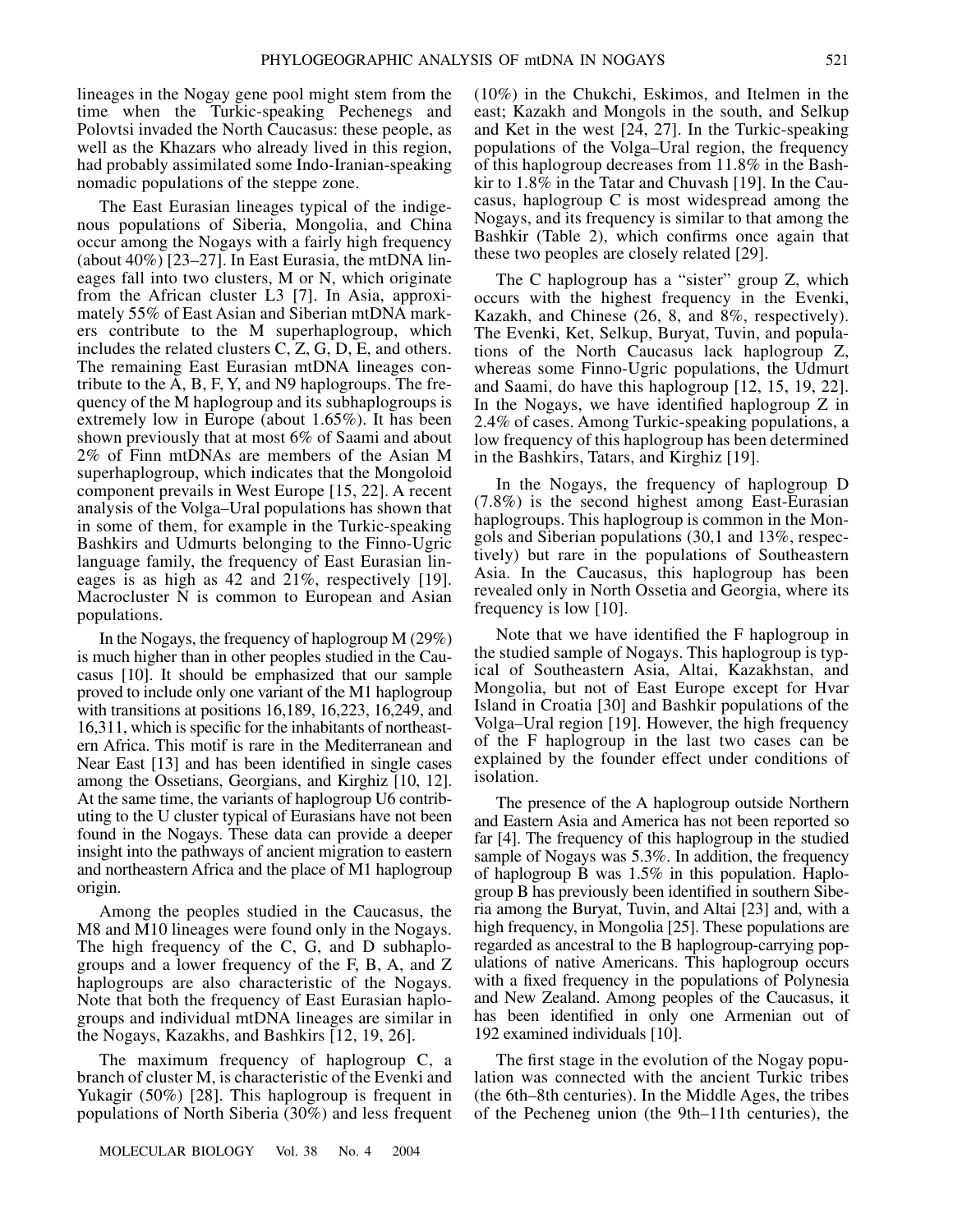lineages in the Nogay gene pool might stem from the time when the Turkic-speaking Pechenegs and Polovtsi invaded the North Caucasus: these people, as well as the Khazars who already lived in this region, had probably assimilated some Indo-Iranian-speaking nomadic populations of the steppe zone.

The East Eurasian lineages typical of the indigenous populations of Siberia, Mongolia, and China occur among the Nogays with a fairly high frequency (about 40%) [23–27]. In East Eurasia, the mtDNA lineages fall into two clusters, M or N, which originate from the African cluster L3 [7]. In Asia, approximately 55% of East Asian and Siberian mtDNA markers contribute to the M superhaplogroup, which includes the related clusters C, Z, G, D, E, and others. The remaining East Eurasian mtDNA lineages contribute to the A, B, F, Y, and N9 haplogroups. The frequency of the M haplogroup and its subhaplogroups is extremely low in Europe (about 1.65%). It has been shown previously that at most 6% of Saami and about 2% of Finn mtDNAs are members of the Asian M superhaplogroup, which indicates that the Mongoloid component prevails in West Europe [15, 22]. A recent analysis of the Volga–Ural populations has shown that in some of them, for example in the Turkic-speaking Bashkirs and Udmurts belonging to the Finno-Ugric language family, the frequency of East Eurasian lineages is as high as 42 and 21%, respectively [19]. Macrocluster N is common to European and Asian populations.

In the Nogays, the frequency of haplogroup M (29%) is much higher than in other peoples studied in the Caucasus [10]. It should be emphasized that our sample proved to include only one variant of the M1 haplogroup with transitions at positions 16,189, 16,223, 16,249, and 16,311, which is specific for the inhabitants of northeastern Africa. This motif is rare in the Mediterranean and Near East [13] and has been identified in single cases among the Ossetians, Georgians, and Kirghiz [10, 12]. At the same time, the variants of haplogroup U6 contributing to the U cluster typical of Eurasians have not been found in the Nogays. These data can provide a deeper insight into the pathways of ancient migration to eastern and northeastern Africa and the place of M1 haplogroup origin.

Among the peoples studied in the Caucasus, the M8 and M10 lineages were found only in the Nogays. The high frequency of the C, G, and D subhaplogroups and a lower frequency of the F, B, A, and Z haplogroups are also characteristic of the Nogays. Note that both the frequency of East Eurasian haplogroups and individual mtDNA lineages are similar in the Nogays, Kazakhs, and Bashkirs [12, 19, 26].

The maximum frequency of haplogroup C, a branch of cluster M, is characteristic of the Evenki and Yukagir (50%) [28]. This haplogroup is frequent in populations of North Siberia (30%) and less frequent (10%) in the Chukchi, Eskimos, and Itelmen in the east; Kazakh and Mongols in the south, and Selkup and Ket in the west [24, 27]. In the Turkic-speaking populations of the Volga–Ural region, the frequency of this haplogroup decreases from 11.8% in the Bashkir to 1.8% in the Tatar and Chuvash [19]. In the Caucasus, haplogroup C is most widespread among the Nogays, and its frequency is similar to that among the Bashkir (Table 2), which confirms once again that these two peoples are closely related [29].

The C haplogroup has a "sister" group Z, which occurs with the highest frequency in the Evenki, Kazakh, and Chinese (26, 8, and 8%, respectively). The Evenki, Ket, Selkup, Buryat, Tuvin, and populations of the North Caucasus lack haplogroup Z, whereas some Finno-Ugric populations, the Udmurt and Saami, do have this haplogroup [12, 15, 19, 22]. In the Nogays, we have identified haplogroup Z in 2.4% of cases. Among Turkic-speaking populations, a low frequency of this haplogroup has been determined in the Bashkirs, Tatars, and Kirghiz [19].

In the Nogays, the frequency of haplogroup D (7.8%) is the second highest among East-Eurasian haplogroups. This haplogroup is common in the Mongols and Siberian populations (30,1 and 13%, respectively) but rare in the populations of Southeastern Asia. In the Caucasus, this haplogroup has been revealed only in North Ossetia and Georgia, where its frequency is low [10].

Note that we have identified the F haplogroup in the studied sample of Nogays. This haplogroup is typical of Southeastern Asia, Altai, Kazakhstan, and Mongolia, but not of East Europe except for Hvar Island in Croatia [30] and Bashkir populations of the Volga–Ural region [19]. However, the high frequency of the F haplogroup in the last two cases can be explained by the founder effect under conditions of isolation.

The presence of the A haplogroup outside Northern and Eastern Asia and America has not been reported so far [4]. The frequency of this haplogroup in the studied sample of Nogays was 5.3%. In addition, the frequency of haplogroup B was 1.5% in this population. Haplogroup B has previously been identified in southern Siberia among the Buryat, Tuvin, and Altai [23] and, with a high frequency, in Mongolia [25]. These populations are regarded as ancestral to the B haplogroup-carrying populations of native Americans. This haplogroup occurs with a fixed frequency in the populations of Polynesia and New Zealand. Among peoples of the Caucasus, it has been identified in only one Armenian out of 192 examined individuals [10].

The first stage in the evolution of the Nogay population was connected with the ancient Turkic tribes (the 6th–8th centuries). In the Middle Ages, the tribes of the Pecheneg union (the 9th–11th centuries), the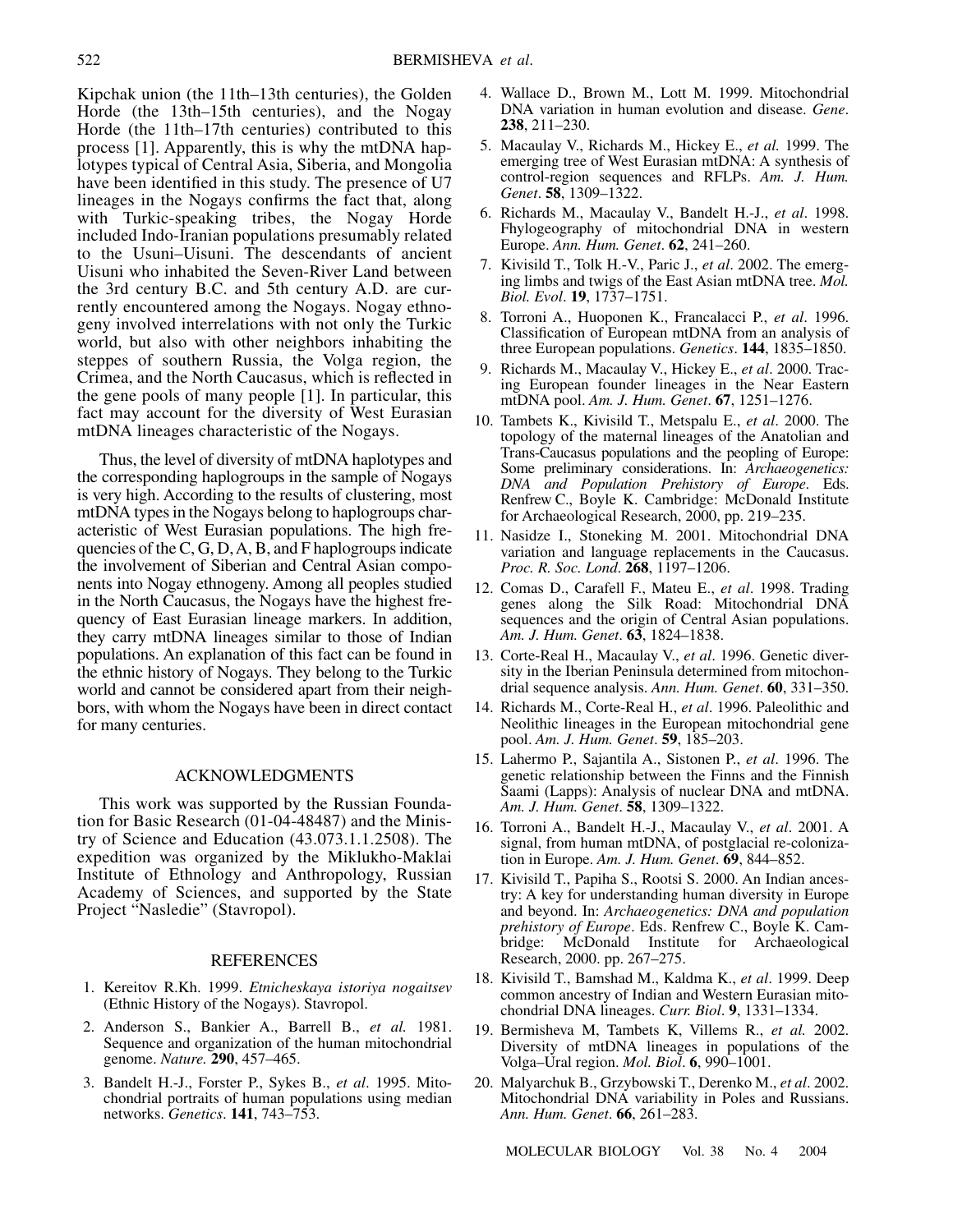Kipchak union (the 11th–13th centuries), the Golden Horde (the 13th–15th centuries), and the Nogay Horde (the 11th–17th centuries) contributed to this process [1]. Apparently, this is why the mtDNA haplotypes typical of Central Asia, Siberia, and Mongolia have been identified in this study. The presence of U7 lineages in the Nogays confirms the fact that, along with Turkic-speaking tribes, the Nogay Horde included Indo-Iranian populations presumably related to the Usuni–Uisuni. The descendants of ancient Uisuni who inhabited the Seven-River Land between the 3rd century B.C. and 5th century A.D. are currently encountered among the Nogays. Nogay ethnogeny involved interrelations with not only the Turkic world, but also with other neighbors inhabiting the steppes of southern Russia, the Volga region, the Crimea, and the North Caucasus, which is reflected in the gene pools of many people [1]. In particular, this fact may account for the diversity of West Eurasian mtDNA lineages characteristic of the Nogays.

Thus, the level of diversity of mtDNA haplotypes and the corresponding haplogroups in the sample of Nogays is very high. According to the results of clustering, most mtDNA types in the Nogays belong to haplogroups characteristic of West Eurasian populations. The high frequencies of the C, G, D, A, B, and F haplogroups indicate the involvement of Siberian and Central Asian components into Nogay ethnogeny. Among all peoples studied in the North Caucasus, the Nogays have the highest frequency of East Eurasian lineage markers. In addition, they carry mtDNA lineages similar to those of Indian populations. An explanation of this fact can be found in the ethnic history of Nogays. They belong to the Turkic world and cannot be considered apart from their neighbors, with whom the Nogays have been in direct contact for many centuries.

## ACKNOWLEDGMENTS

This work was supported by the Russian Foundation for Basic Research (01-04-48487) and the Ministry of Science and Education (43.073.1.1.2508). The expedition was organized by the Miklukho-Maklai Institute of Ethnology and Anthropology, Russian Academy of Sciences, and supported by the State Project "Nasledie" (Stavropol).

## REFERENCES

1. Kereitov R.Kh. 1999. *Etnicheskaya istoriya nogaitsev* (Ethnic History of the Nogays). Stavropol.
2. Anderson S., Bankier A., Barrell B., *et al.* 1981. Sequence and organization of the human mitochondrial genome. *Nature.* **290**, 457–465.
3. Bandelt H.-J., Forster P., Sykes B., *et al*. 1995. Mitochondrial portraits of human populations using median networks. *Genetics*. **141**, 743–753.
4. Wallace D., Brown M., Lott M. 1999. Mitochondrial DNA variation in human evolution and disease. *Gene*. **238**, 211–230.
5. Macaulay V., Richards M., Hickey E., *et al.* 1999. The emerging tree of West Eurasian mtDNA: A synthesis of control-region sequences and RFLPs. *Am. J. Hum. Genet*. **58**, 1309–1322.
6. Richards M., Macaulay V., Bandelt H.-J., *et al*. 1998. Fhylogeography of mitochondrial DNA in western Europe. *Ann. Hum. Genet*. **62**, 241–260.
7. Kivisild T., Tolk H.-V., Paric J., *et al*. 2002. The emerging limbs and twigs of the East Asian mtDNA tree. *Mol. Biol. Evol*. **19**, 1737–1751.
8. Torroni A., Huoponen K., Francalacci P., *et al*. 1996. Classification of European mtDNA from an analysis of three European populations. *Genetics*. **144**, 1835–1850.
9. Richards M., Macaulay V., Hickey E., *et al*. 2000. Tracing European founder lineages in the Near Eastern mtDNA pool. *Am. J. Hum. Genet*. **67**, 1251–1276.
10. Tambets K., Kivisild T., Metspalu E., *et al*. 2000. The topology of the maternal lineages of the Anatolian and Trans-Caucasus populations and the peopling of Europe: Some preliminary considerations. In: *Archaeogenetics: DNA and Population Prehistory of Europe*. Eds. Renfrew C., Boyle K. Cambridge: McDonald Institute for Archaeological Research, 2000, pp. 219–235.
11. Nasidze I., Stoneking M. 2001. Mitochondrial DNA variation and language replacements in the Caucasus. *Proc. R. Soc. Lond*. **268**, 1197–1206.
12. Comas D., Carafell F., Mateu E., *et al*. 1998. Trading genes along the Silk Road: Mitochondrial DNA sequences and the origin of Central Asian populations. *Am. J. Hum. Genet*. **63**, 1824–1838.
13. Corte-Real H., Macaulay V., *et al*. 1996. Genetic diversity in the Iberian Peninsula determined from mitochondrial sequence analysis. *Ann. Hum. Genet*. **60**, 331–350.
14. Richards M., Corte-Real H., *et al*. 1996. Paleolithic and Neolithic lineages in the European mitochondrial gene pool. *Am. J. Hum. Genet*. **59**, 185–203.
15. Lahermo P., Sajantila A., Sistonen P., *et al*. 1996. The genetic relationship between the Finns and the Finnish Saami (Lapps): Analysis of nuclear DNA and mtDNA. *Am. J. Hum. Genet*. **58**, 1309–1322.
16. Torroni A., Bandelt H.-J., Macaulay V., *et al*. 2001. A signal, from human mtDNA, of postglacial re-colonization in Europe. *Am. J. Hum. Genet*. **69**, 844–852.
17. Kivisild T., Papiha S., Rootsi S. 2000. An Indian ancestry: A key for understanding human diversity in Europe and beyond. In: *Archaeogenetics: DNA and population prehistory of Europe*. Eds. Renfrew C., Boyle K. Cambridge: McDonald Institute for Archaeological Research, 2000. pp. 267–275.
18. Kivisild T., Bamshad M., Kaldma K., *et al*. 1999. Deep common ancestry of Indian and Western Eurasian mitochondrial DNA lineages. *Curr. Biol*. **9**, 1331–1334.
19. Bermisheva M, Tambets K, Villems R., *et al.* 2002. Diversity of mtDNA lineages in populations of the Volga–Ural region. *Mol. Biol*. **6**, 990–1001.
20. Malyarchuk B., Grzybowski T., Derenko M., *et al*. 2002. Mitochondrial DNA variability in Poles and Russians. *Ann. Hum. Genet*. **66**, 261–283.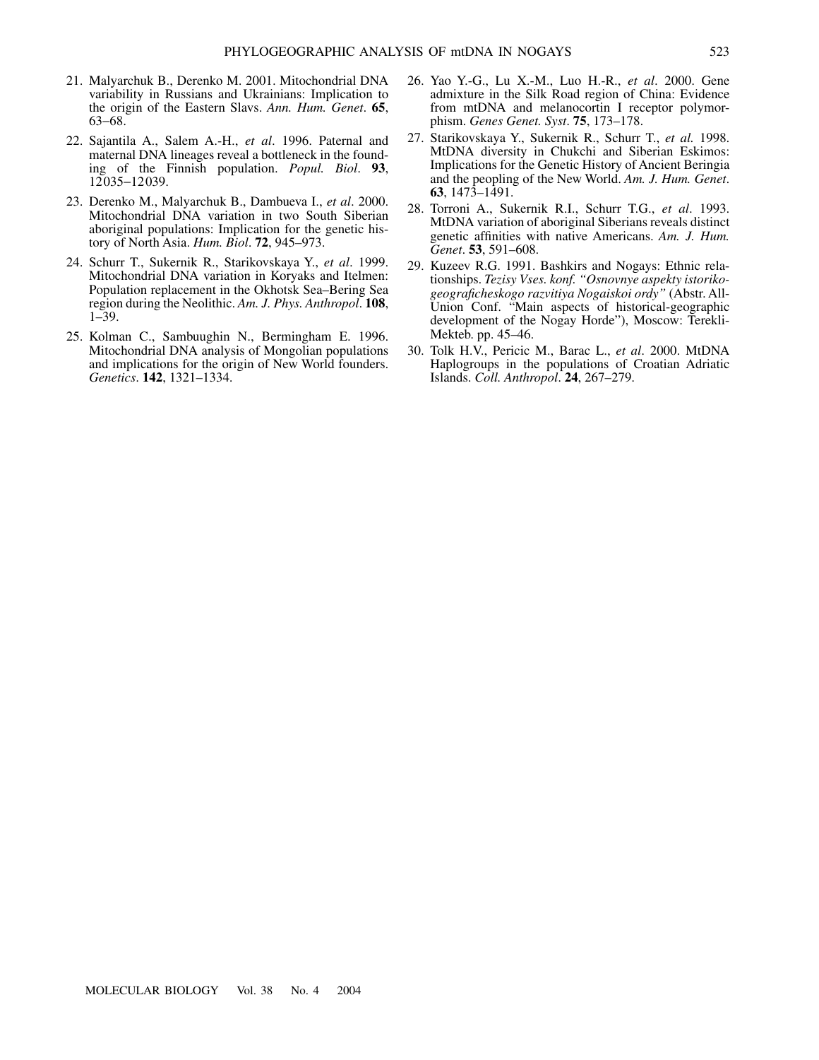21. Malyarchuk B., Derenko M. 2001. Mitochondrial DNA variability in Russians and Ukrainians: Implication to the origin of the Eastern Slavs. *Ann. Hum. Genet*. **65**, 63–68.
22. Sajantila A., Salem A.-H., *et al*. 1996. Paternal and maternal DNA lineages reveal a bottleneck in the founding of the Finnish population. *Popul. Biol*. **93**, 12035–12039.
23. Derenko M., Malyarchuk B., Dambueva I., *et al*. 2000. Mitochondrial DNA variation in two South Siberian aboriginal populations: Implication for the genetic history of North Asia. *Hum. Biol*. **72**, 945–973.
24. Schurr T., Sukernik R., Starikovskaya Y., *et al*. 1999. Mitochondrial DNA variation in Koryaks and Itelmen: Population replacement in the Okhotsk Sea–Bering Sea region during the Neolithic. *Am. J. Phys. Anthropol*. **108**, 1–39.
25. Kolman C., Sambuughin N., Bermingham E. 1996. Mitochondrial DNA analysis of Mongolian populations and implications for the origin of New World founders. *Genetics*. **142**, 1321–1334.
26. Yao Y.-G., Lu X.-M., Luo H.-R., *et al*. 2000. Gene admixture in the Silk Road region of China: Evidence from mtDNA and melanocortin I receptor polymorphism. *Genes Genet. Syst*. **75**, 173–178.
27. Starikovskaya Y., Sukernik R., Schurr T., *et al.* 1998. MtDNA diversity in Chukchi and Siberian Eskimos: Implications for the Genetic History of Ancient Beringia and the peopling of the New World. *Am. J. Hum. Genet*. **63**, 1473–1491.
28. Torroni A., Sukernik R.I., Schurr T.G., *et al*. 1993. MtDNA variation of aboriginal Siberians reveals distinct genetic affinities with native Americans. *Am. J. Hum. Genet*. **53**, 591–608.
29. Kuzeev R.G. 1991. Bashkirs and Nogays: Ethnic relationships. *Tezisy Vses. konf. "Osnovnye aspekty istoriko-geograficheskogo razvitiya Nogaiskoi ordy"* (Abstr. All-Union Conf. "Main aspects of historical-geographic development of the Nogay Horde"), Moscow: Terekli-Mekteb. pp. 45–46.
30. Tolk H.V., Pericic M., Barac L., *et al*. 2000. MtDNA Haplogroups in the populations of Croatian Adriatic Islands. *Coll. Anthropol*. **24**, 267–279.